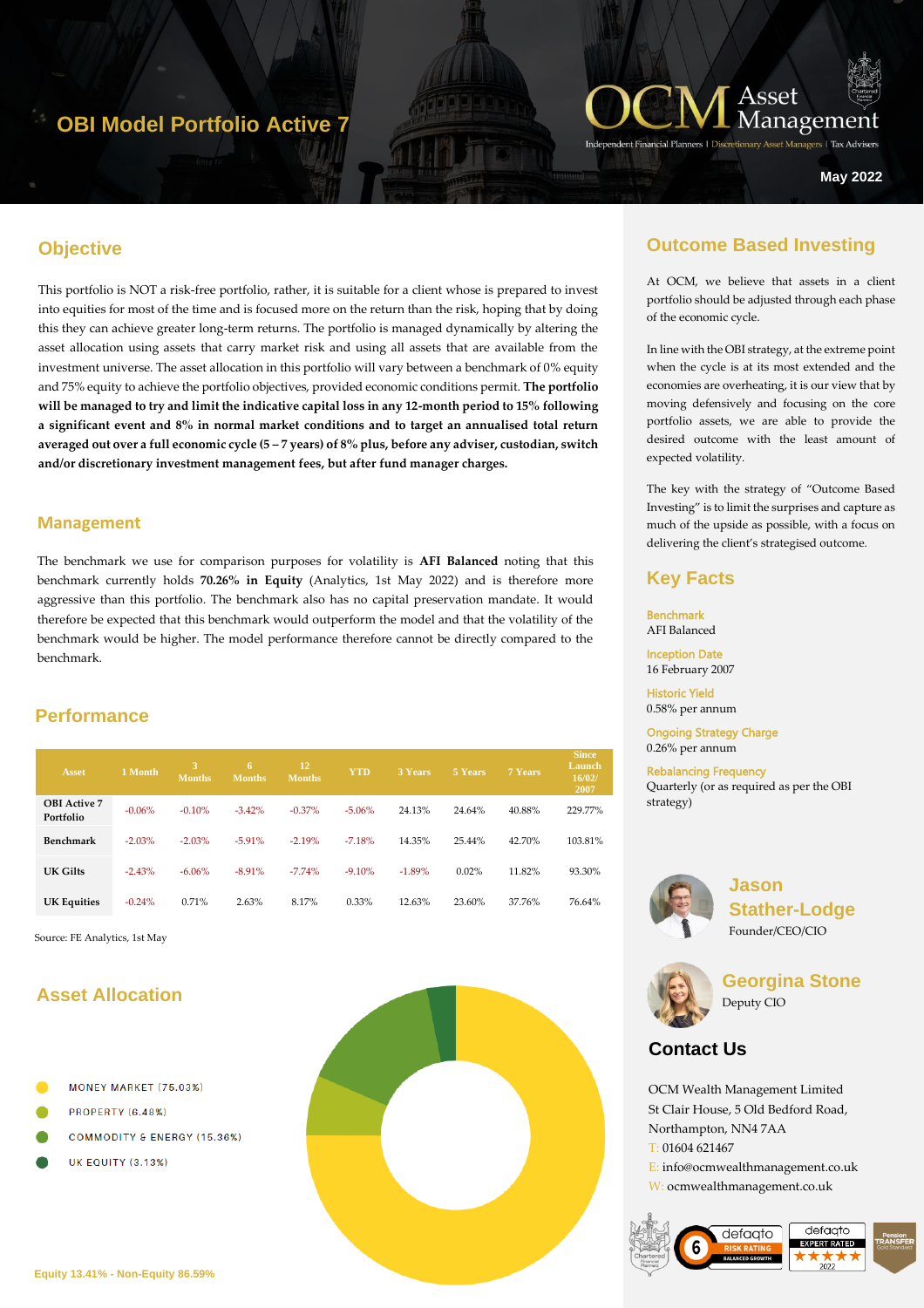# OBI Model Portfolio Active 7

OCM Asset Management

Independent Financial Planners | Discretionary Asset Managers | Tax Advisers

May 2022

## Objective

This portfolio is NOT a risk-free portfolio, rather, it is suitable for a client whose is prepared to invest into equities for most of the time and is focused more on the return than the risk, hoping that by doing this they can achieve greater long-term returns. The portfolio is managed dynamically by altering the asset allocation using assets that carry market risk and using all assets that are available from the investment universe. The asset allocation in this portfolio will vary between a benchmark of 0% equity and 75% equity to achieve the portfolio objectives, provided economic conditions permit. **The portfolio will be managed to try and limit the indicative capital loss in any 12-month period to 15% following a significant event and 8% in normal market conditions and to target an annualised total return averaged out over a full economic cycle (5 – 7 years) of 8% plus, before any adviser, custodian, switch and/or discretionary investment management fees, but after fund manager charges.**

## Management

The benchmark we use for comparison purposes for volatility is **AFI Balanced** noting that this benchmark currently holds **70.26% in Equity** (Analytics, 1st May 2022) and is therefore more aggressive than this portfolio. The benchmark also has no capital preservation mandate. It would therefore be expected that this benchmark would outperform the model and that the volatility of the benchmark would be higher. The model performance therefore cannot be directly compared to the benchmark.

## Performance

| Asset | 1 Month | 3 Months | 6 Months | 12 Months | YTD | 3 Years | 5 Years | 7 Years | Since Launch 16/02/2007 |
|---|---|---|---|---|---|---|---|---|---|
| OBI Active 7 Portfolio | -0.06% | -0.10% | -3.42% | -0.37% | -5.06% | 24.13% | 24.64% | 40.88% | 229.77% |
| Benchmark | -2.03% | -2.03% | -5.91% | -2.19% | -7.18% | 14.35% | 25.44% | 42.70% | 103.81% |
| UK Gilts | -2.43% | -6.06% | -8.91% | -7.74% | -9.10% | -1.89% | 0.02% | 11.82% | 93.30% |
| UK Equities | -0.24% | 0.71% | 2.63% | 8.17% | 0.33% | 12.63% | 23.60% | 37.76% | 76.64% |

Source: FE Analytics, 1st May

## Asset Allocation

- MONEY MARKET (75.03%)
- PROPERTY (6.48%)
- COMMODITY & ENERGY (15.36%)
- UK EQUITY (3.13%)

Equity 13.41% - Non-Equity 86.59%

## Outcome Based Investing

At OCM, we believe that assets in a client portfolio should be adjusted through each phase of the economic cycle.

In line with the OBI strategy, at the extreme point when the cycle is at its most extended and the economies are overheating, it is our view that by moving defensively and focusing on the core portfolio assets, we are able to provide the desired outcome with the least amount of expected volatility.

The key with the strategy of "Outcome Based Investing" is to limit the surprises and capture as much of the upside as possible, with a focus on delivering the client's strategised outcome.

## Key Facts

**Benchmark**
AFI Balanced

**Inception Date**
16 February 2007

**Historic Yield**
0.58% per annum

**Ongoing Strategy Charge**
0.26% per annum

**Rebalancing Frequency**
Quarterly (or as required as per the OBI strategy)

**Jason Stather-Lodge**
Founder/CEO/CIO

**Georgina Stone**
Deputy CIO

## Contact Us

OCM Wealth Management Limited
St Clair House, 5 Old Bedford Road,
Northampton, NN4 7AA
T: 01604 621467
E: info@ocmwealthmanagement.co.uk
W: ocmwealthmanagement.co.uk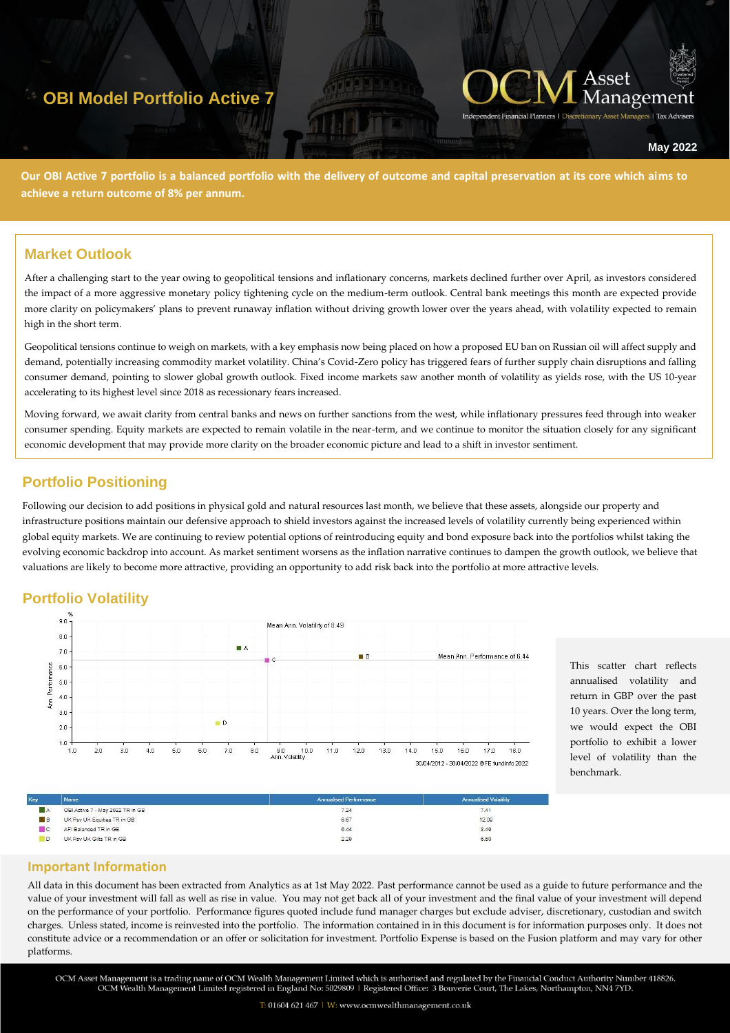# OBI Model Portfolio Active 7

May 2022

**Our OBI Active 7 portfolio is a balanced portfolio with the delivery of outcome and capital preservation at its core which aims to achieve a return outcome of 8% per annum.**

## Market Outlook

After a challenging start to the year owing to geopolitical tensions and inflationary concerns, markets declined further over April, as investors considered the impact of a more aggressive monetary policy tightening cycle on the medium-term outlook. Central bank meetings this month are expected provide more clarity on policymakers' plans to prevent runaway inflation without driving growth lower over the years ahead, with volatility expected to remain high in the short term.

Geopolitical tensions continue to weigh on markets, with a key emphasis now being placed on how a proposed EU ban on Russian oil will affect supply and demand, potentially increasing commodity market volatility. China's Covid-Zero policy has triggered fears of further supply chain disruptions and falling consumer demand, pointing to slower global growth outlook. Fixed income markets saw another month of volatility as yields rose, with the US 10-year accelerating to its highest level since 2018 as recessionary fears increased.

Moving forward, we await clarity from central banks and news on further sanctions from the west, while inflationary pressures feed through into weaker consumer spending. Equity markets are expected to remain volatile in the near-term, and we continue to monitor the situation closely for any significant economic development that may provide more clarity on the broader economic picture and lead to a shift in investor sentiment.

## Portfolio Positioning

Following our decision to add positions in physical gold and natural resources last month, we believe that these assets, alongside our property and infrastructure positions maintain our defensive approach to shield investors against the increased levels of volatility currently being experienced within global equity markets. We are continuing to review potential options of reintroducing equity and bond exposure back into the portfolios whilst taking the evolving economic backdrop into account. As market sentiment worsens as the inflation narrative continues to dampen the growth outlook, we believe that valuations are likely to become more attractive, providing an opportunity to add risk back into the portfolio at more attractive levels.

## Portfolio Volatility

Mean Ann. Volatility of 8.49

Mean Ann. Performance of 6.44

Ann. Performance

Ann. Volatility

30/04/2012 - 30/04/2022 ©FE fundinfo 2022

This scatter chart reflects annualised volatility and return in GBP over the past 10 years. Over the long term, we would expect the OBI portfolio to exhibit a lower level of volatility than the benchmark.

| Key | Name | Annualised Performance | Annualised Volatility |
|---|---|---|---|
| A | OBI Active 7 - May 2022 TR in GB | 7.24 | 7.41 |
| B | UK Py UK Equities TR in GB | 6.67 | 12.00 |
| C | AFI Balanced TR in GB | 6.44 | 8.49 |
| D | UK Py UK Gilts TR in GB | 2.20 | 6.60 |

## Important Information

All data in this document has been extracted from Analytics as at 1st May 2022. Past performance cannot be used as a guide to future performance and the value of your investment will fall as well as rise in value. You may not get back all of your investment and the final value of your investment will depend on the performance of your portfolio. Performance figures quoted include fund manager charges but exclude adviser, discretionary, custodian and switch charges. Unless stated, income is reinvested into the portfolio. The information contained in in this document is for information purposes only. It does not constitute advice or a recommendation or an offer or solicitation for investment. Portfolio Expense is based on the Fusion platform and may vary for other platforms.

OCM Asset Management is a trading name of OCM Wealth Management Limited which is authorised and regulated by the Financial Conduct Authority Number 418826. OCM Wealth Management Limited registered in England No: 5029809 | Registered Office: 3 Bouverie Court, The Lakes, Northampton, NN4 7YD.

T: 01604 621 467 | W: www.ocmwealthmanagement.co.uk